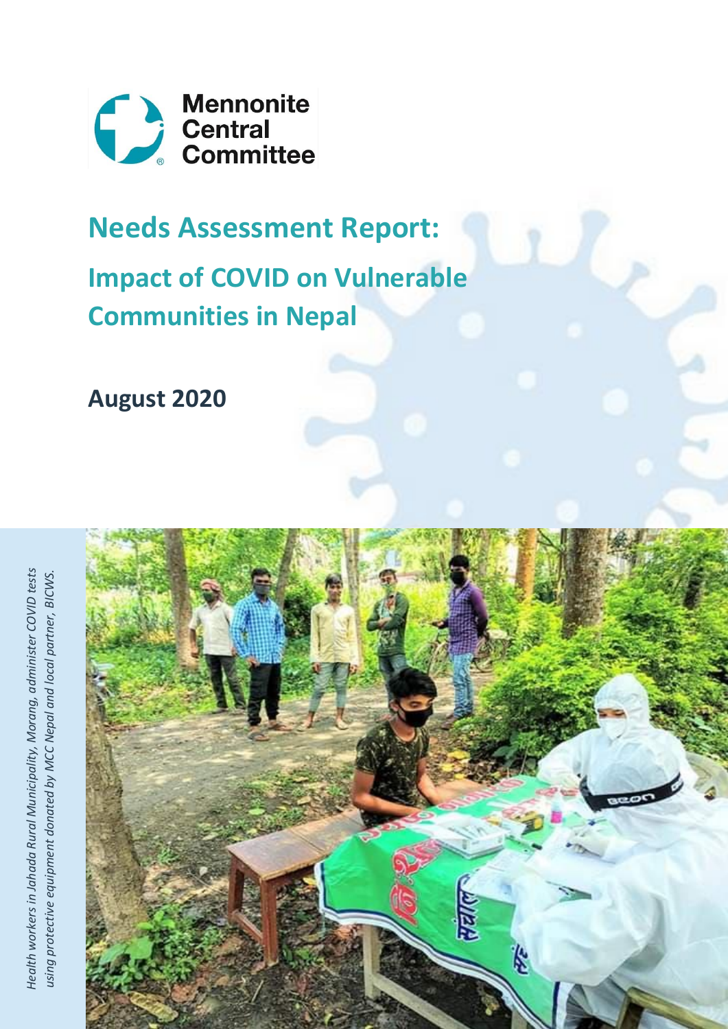Mennonite Central Committee

# Needs Assessment Report:

## Impact of COVID on Vulnerable Communities in Nepal

**August 2020**

*Health workers in Jahada Rural Municipality, Morang, administer COVID tests using protective equipment donated by MCC Nepal and local partner, BICWS.*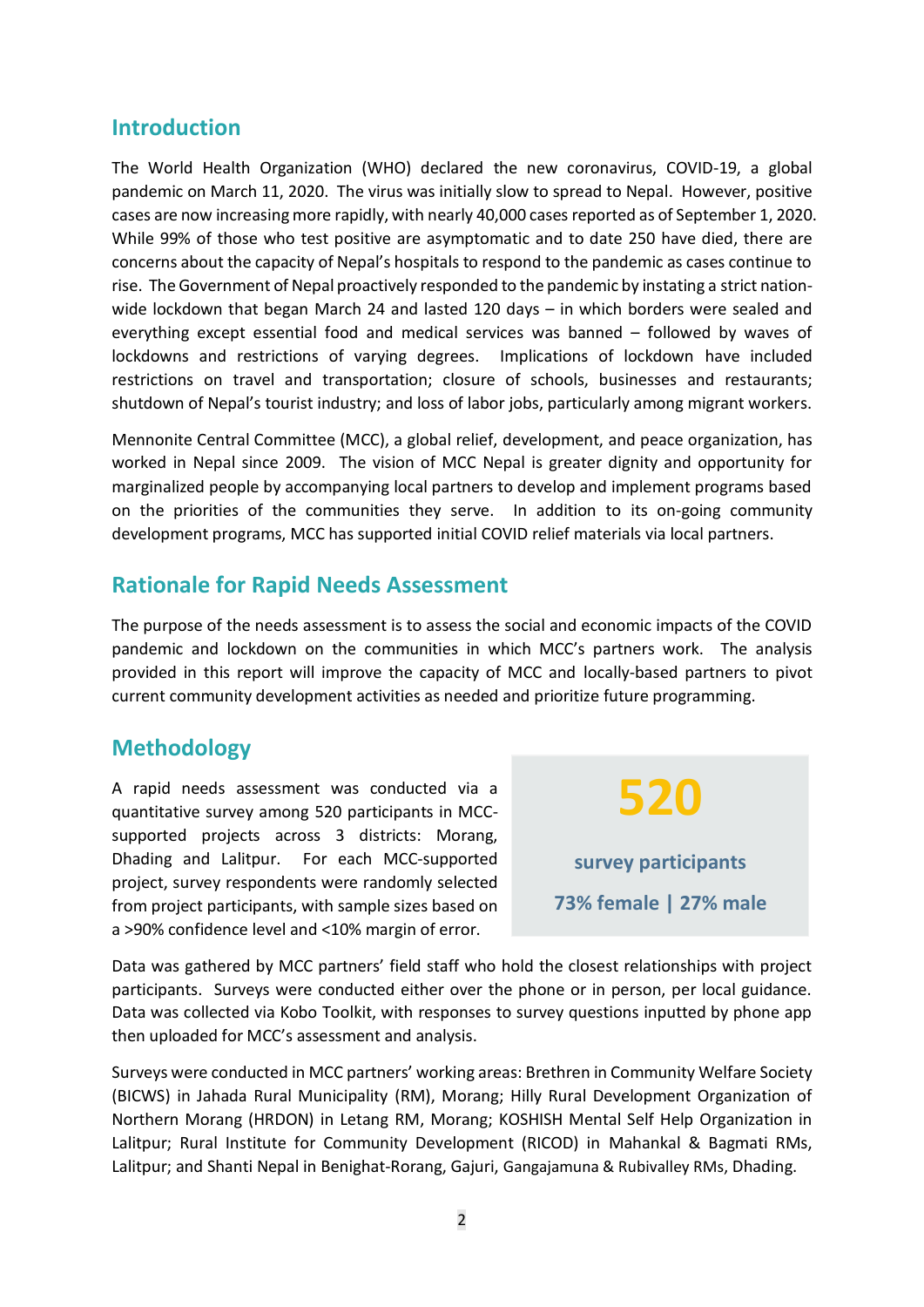## Introduction

The World Health Organization (WHO) declared the new coronavirus, COVID-19, a global pandemic on March 11, 2020. The virus was initially slow to spread to Nepal. However, positive cases are now increasing more rapidly, with nearly 40,000 cases reported as of September 1, 2020. While 99% of those who test positive are asymptomatic and to date 250 have died, there are concerns about the capacity of Nepal's hospitals to respond to the pandemic as cases continue to rise. The Government of Nepal proactively responded to the pandemic by instating a strict nation-wide lockdown that began March 24 and lasted 120 days – in which borders were sealed and everything except essential food and medical services was banned – followed by waves of lockdowns and restrictions of varying degrees. Implications of lockdown have included restrictions on travel and transportation; closure of schools, businesses and restaurants; shutdown of Nepal's tourist industry; and loss of labor jobs, particularly among migrant workers.

Mennonite Central Committee (MCC), a global relief, development, and peace organization, has worked in Nepal since 2009. The vision of MCC Nepal is greater dignity and opportunity for marginalized people by accompanying local partners to develop and implement programs based on the priorities of the communities they serve. In addition to its on-going community development programs, MCC has supported initial COVID relief materials via local partners.

## Rationale for Rapid Needs Assessment

The purpose of the needs assessment is to assess the social and economic impacts of the COVID pandemic and lockdown on the communities in which MCC's partners work. The analysis provided in this report will improve the capacity of MCC and locally-based partners to pivot current community development activities as needed and prioritize future programming.

## Methodology

A rapid needs assessment was conducted via a quantitative survey among 520 participants in MCC-supported projects across 3 districts: Morang, Dhading and Lalitpur. For each MCC-supported project, survey respondents were randomly selected from project participants, with sample sizes based on a >90% confidence level and <10% margin of error.

**520**

**survey participants**

**73% female | 27% male**

Data was gathered by MCC partners' field staff who hold the closest relationships with project participants. Surveys were conducted either over the phone or in person, per local guidance. Data was collected via Kobo Toolkit, with responses to survey questions inputted by phone app then uploaded for MCC's assessment and analysis.

Surveys were conducted in MCC partners' working areas: Brethren in Community Welfare Society (BICWS) in Jahada Rural Municipality (RM), Morang; Hilly Rural Development Organization of Northern Morang (HRDON) in Letang RM, Morang; KOSHISH Mental Self Help Organization in Lalitpur; Rural Institute for Community Development (RICOD) in Mahankal & Bagmati RMs, Lalitpur; and Shanti Nepal in Benighat-Rorang, Gajuri, Gangajamuna & Rubivalley RMs, Dhading.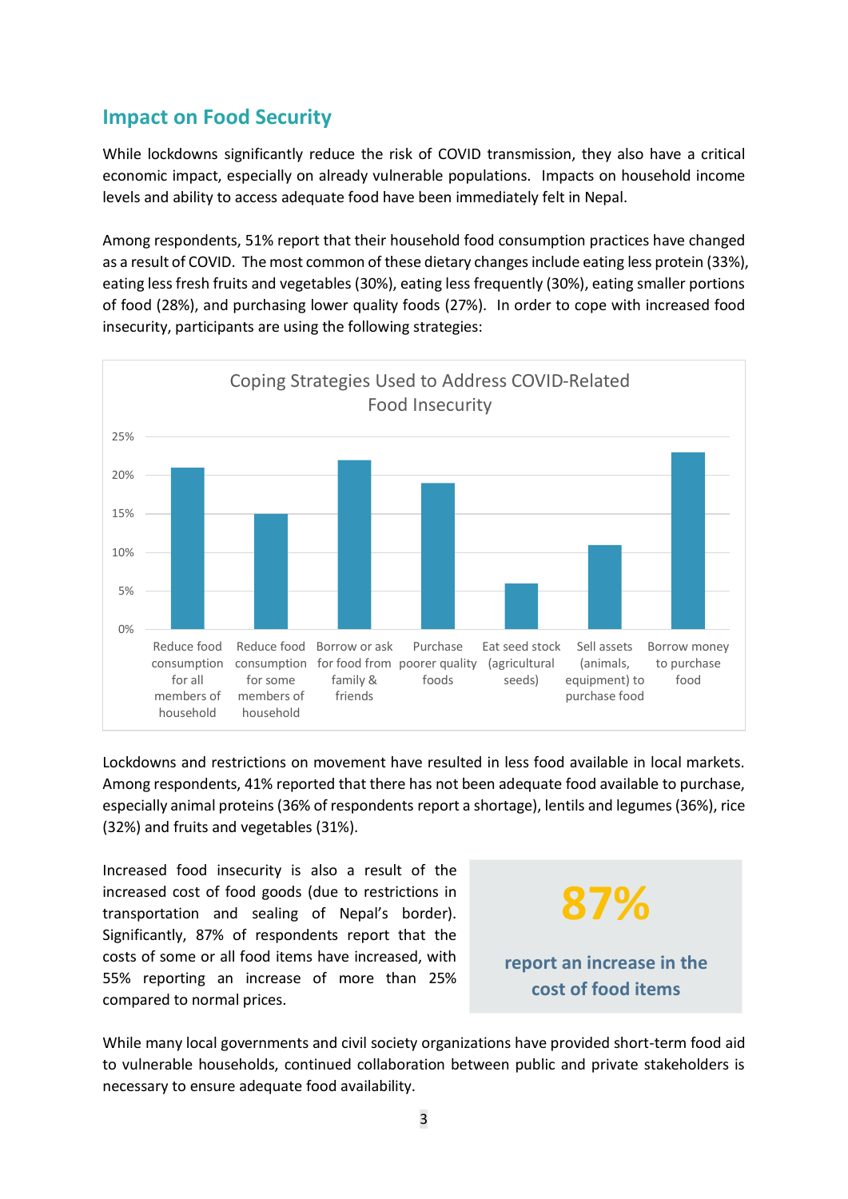## Impact on Food Security

While lockdowns significantly reduce the risk of COVID transmission, they also have a critical economic impact, especially on already vulnerable populations. Impacts on household income levels and ability to access adequate food have been immediately felt in Nepal.

Among respondents, 51% report that their household food consumption practices have changed as a result of COVID. The most common of these dietary changes include eating less protein (33%), eating less fresh fruits and vegetables (30%), eating less frequently (30%), eating smaller portions of food (28%), and purchasing lower quality foods (27%). In order to cope with increased food insecurity, participants are using the following strategies:

**Coping Strategies Used to Address COVID-Related Food Insecurity**

| Strategy | Percentage |
|---|---|
| Reduce food consumption for all members of household | 21% |
| Reduce food consumption for some members of household | 15% |
| Borrow or ask for food from family & friends | 22% |
| Purchase poorer quality foods | 19% |
| Eat seed stock (agricultural seeds) | 6% |
| Sell assets (animals, equipment) to purchase food | 11% |
| Borrow money to purchase food | 23% |

Lockdowns and restrictions on movement have resulted in less food available in local markets. Among respondents, 41% reported that there has not been adequate food available to purchase, especially animal proteins (36% of respondents report a shortage), lentils and legumes (36%), rice (32%) and fruits and vegetables (31%).

Increased food insecurity is also a result of the increased cost of food goods (due to restrictions in transportation and sealing of Nepal's border). Significantly, 87% of respondents report that the costs of some or all food items have increased, with 55% reporting an increase of more than 25% compared to normal prices.

**87%**

**report an increase in the cost of food items**

While many local governments and civil society organizations have provided short-term food aid to vulnerable households, continued collaboration between public and private stakeholders is necessary to ensure adequate food availability.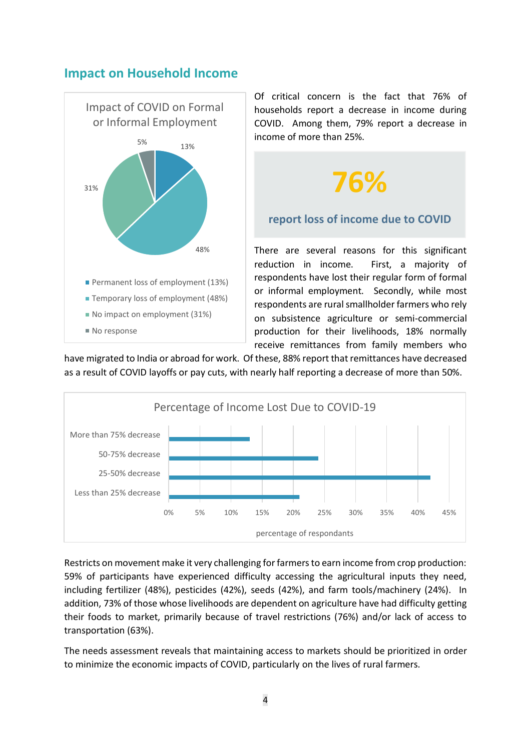## Impact on Household Income

Impact of COVID on Formal or Informal Employment

- Permanent loss of employment (13%)
- Temporary loss of employment (48%)
- No impact on employment (31%)
- No response

Of critical concern is the fact that 76% of households report a decrease in income during COVID. Among them, 79% report a decrease in income of more than 25%.

**76%**

**report loss of income due to COVID**

There are several reasons for this significant reduction in income. First, a majority of respondents have lost their regular form of formal or informal employment. Secondly, while most respondents are rural smallholder farmers who rely on subsistence agriculture or semi-commercial production for their livelihoods, 18% normally receive remittances from family members who have migrated to India or abroad for work. Of these, 88% report that remittances have decreased as a result of COVID layoffs or pay cuts, with nearly half reporting a decrease of more than 50%.

Percentage of Income Lost Due to COVID-19

Restricts on movement make it very challenging for farmers to earn income from crop production: 59% of participants have experienced difficulty accessing the agricultural inputs they need, including fertilizer (48%), pesticides (42%), seeds (42%), and farm tools/machinery (24%). In addition, 73% of those whose livelihoods are dependent on agriculture have had difficulty getting their foods to market, primarily because of travel restrictions (76%) and/or lack of access to transportation (63%).

The needs assessment reveals that maintaining access to markets should be prioritized in order to minimize the economic impacts of COVID, particularly on the lives of rural farmers.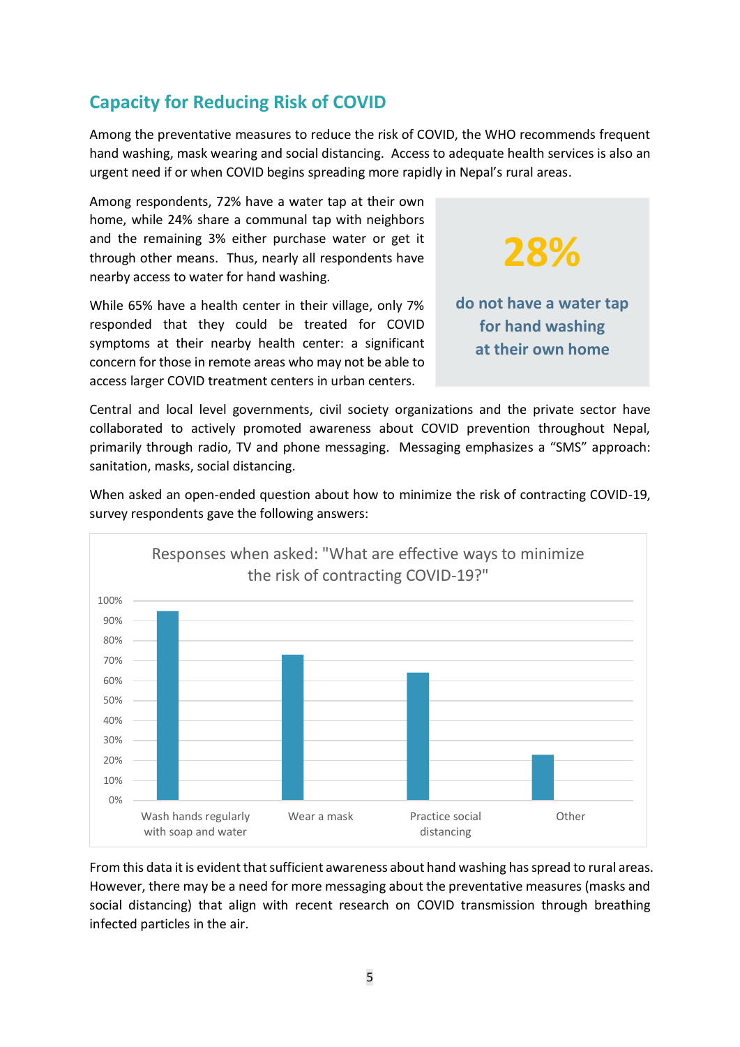## Capacity for Reducing Risk of COVID

Among the preventative measures to reduce the risk of COVID, the WHO recommends frequent hand washing, mask wearing and social distancing. Access to adequate health services is also an urgent need if or when COVID begins spreading more rapidly in Nepal's rural areas.

Among respondents, 72% have a water tap at their own home, while 24% share a communal tap with neighbors and the remaining 3% either purchase water or get it through other means. Thus, nearly all respondents have nearby access to water for hand washing.

While 65% have a health center in their village, only 7% responded that they could be treated for COVID symptoms at their nearby health center: a significant concern for those in remote areas who may not be able to access larger COVID treatment centers in urban centers.

> **28%**
>
> **do not have a water tap for hand washing at their own home**

Central and local level governments, civil society organizations and the private sector have collaborated to actively promoted awareness about COVID prevention throughout Nepal, primarily through radio, TV and phone messaging. Messaging emphasizes a "SMS" approach: sanitation, masks, social distancing.

When asked an open-ended question about how to minimize the risk of contracting COVID-19, survey respondents gave the following answers:

Responses when asked: "What are effective ways to minimize the risk of contracting COVID-19?"

| Response | Approximate share |
|---|---|
| Wash hands regularly with soap and water | ~95% |
| Wear a mask | ~73% |
| Practice social distancing | ~64% |
| Other | ~23% |

From this data it is evident that sufficient awareness about hand washing has spread to rural areas. However, there may be a need for more messaging about the preventative measures (masks and social distancing) that align with recent research on COVID transmission through breathing infected particles in the air.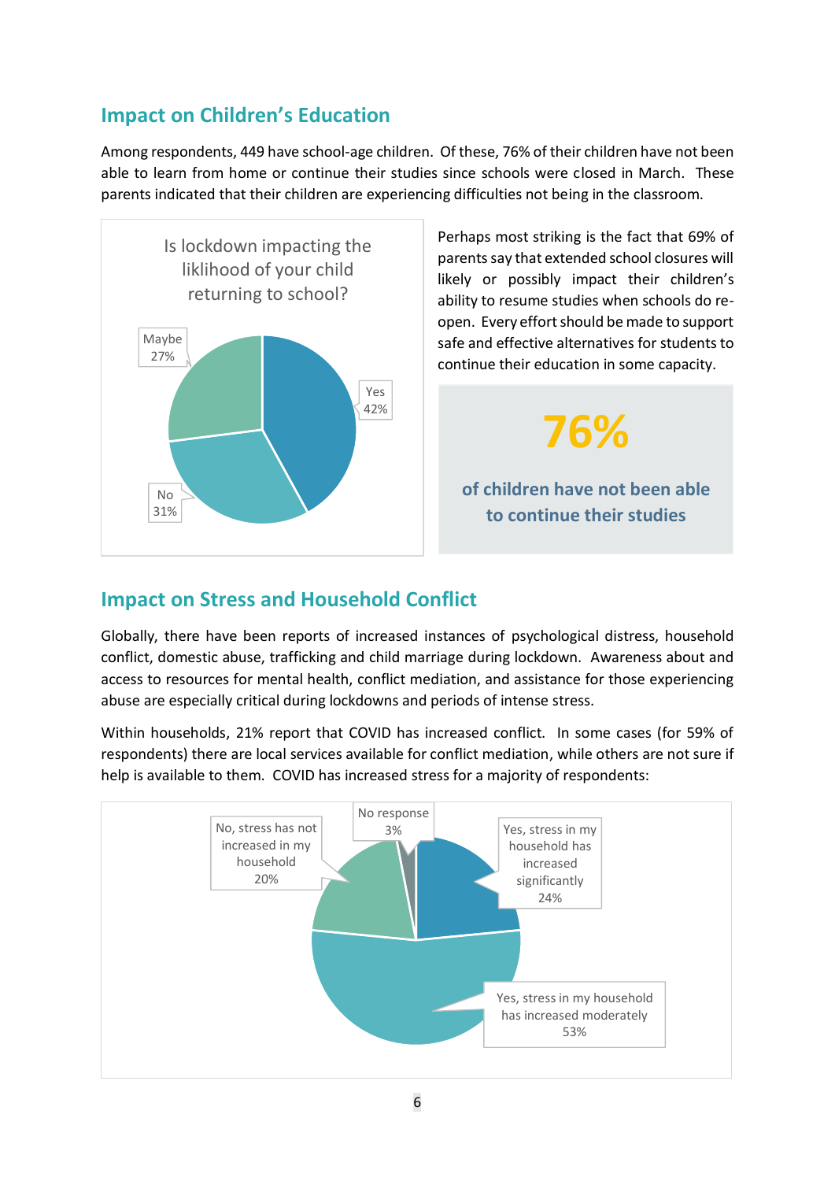## Impact on Children's Education

Among respondents, 449 have school-age children. Of these, 76% of their children have not been able to learn from home or continue their studies since schools were closed in March. These parents indicated that their children are experiencing difficulties not being in the classroom.

Is lockdown impacting the liklihood of your child returning to school?

| Response | Percentage |
|---|---|
| Yes | 42% |
| No | 31% |
| Maybe | 27% |

Perhaps most striking is the fact that 69% of parents say that extended school closures will likely or possibly impact their children's ability to resume studies when schools do re-open. Every effort should be made to support safe and effective alternatives for students to continue their education in some capacity.

**76%**

**of children have not been able to continue their studies**

## Impact on Stress and Household Conflict

Globally, there have been reports of increased instances of psychological distress, household conflict, domestic abuse, trafficking and child marriage during lockdown. Awareness about and access to resources for mental health, conflict mediation, and assistance for those experiencing abuse are especially critical during lockdowns and periods of intense stress.

Within households, 21% report that COVID has increased conflict. In some cases (for 59% of respondents) there are local services available for conflict mediation, while others are not sure if help is available to them. COVID has increased stress for a majority of respondents:

| Response | Percentage |
|---|---|
| Yes, stress in my household has increased significantly | 24% |
| Yes, stress in my household has increased moderately | 53% |
| No, stress has not increased in my household | 20% |
| No response | 3% |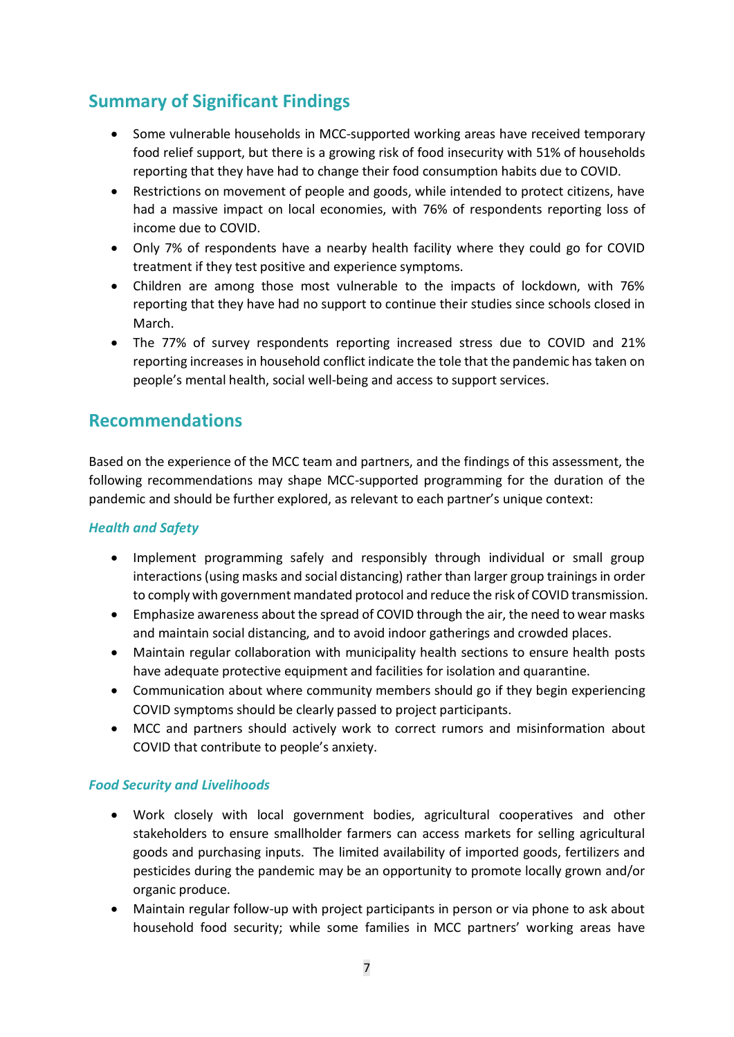## Summary of Significant Findings

- Some vulnerable households in MCC-supported working areas have received temporary food relief support, but there is a growing risk of food insecurity with 51% of households reporting that they have had to change their food consumption habits due to COVID.
- Restrictions on movement of people and goods, while intended to protect citizens, have had a massive impact on local economies, with 76% of respondents reporting loss of income due to COVID.
- Only 7% of respondents have a nearby health facility where they could go for COVID treatment if they test positive and experience symptoms.
- Children are among those most vulnerable to the impacts of lockdown, with 76% reporting that they have had no support to continue their studies since schools closed in March.
- The 77% of survey respondents reporting increased stress due to COVID and 21% reporting increases in household conflict indicate the tole that the pandemic has taken on people's mental health, social well-being and access to support services.

## Recommendations

Based on the experience of the MCC team and partners, and the findings of this assessment, the following recommendations may shape MCC-supported programming for the duration of the pandemic and should be further explored, as relevant to each partner's unique context:

### *Health and Safety*

- Implement programming safely and responsibly through individual or small group interactions (using masks and social distancing) rather than larger group trainings in order to comply with government mandated protocol and reduce the risk of COVID transmission.
- Emphasize awareness about the spread of COVID through the air, the need to wear masks and maintain social distancing, and to avoid indoor gatherings and crowded places.
- Maintain regular collaboration with municipality health sections to ensure health posts have adequate protective equipment and facilities for isolation and quarantine.
- Communication about where community members should go if they begin experiencing COVID symptoms should be clearly passed to project participants.
- MCC and partners should actively work to correct rumors and misinformation about COVID that contribute to people's anxiety.

### *Food Security and Livelihoods*

- Work closely with local government bodies, agricultural cooperatives and other stakeholders to ensure smallholder farmers can access markets for selling agricultural goods and purchasing inputs. The limited availability of imported goods, fertilizers and pesticides during the pandemic may be an opportunity to promote locally grown and/or organic produce.
- Maintain regular follow-up with project participants in person or via phone to ask about household food security; while some families in MCC partners' working areas have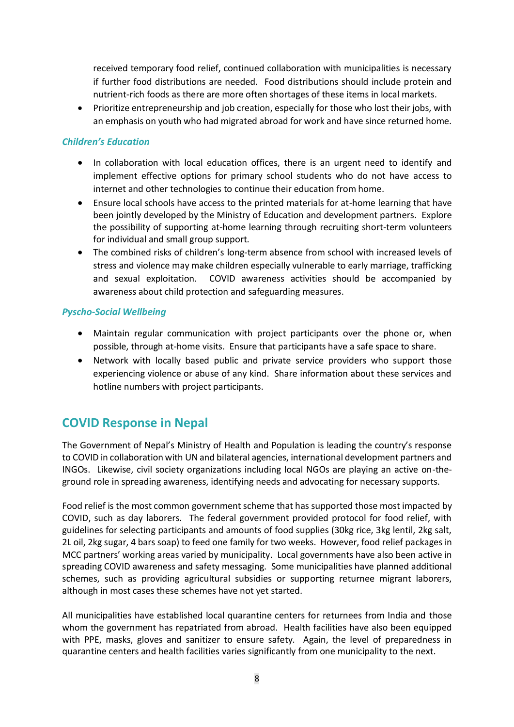received temporary food relief, continued collaboration with municipalities is necessary if further food distributions are needed. Food distributions should include protein and nutrient-rich foods as there are more often shortages of these items in local markets.

- Prioritize entrepreneurship and job creation, especially for those who lost their jobs, with an emphasis on youth who had migrated abroad for work and have since returned home.

### *Children's Education*

- In collaboration with local education offices, there is an urgent need to identify and implement effective options for primary school students who do not have access to internet and other technologies to continue their education from home.
- Ensure local schools have access to the printed materials for at-home learning that have been jointly developed by the Ministry of Education and development partners. Explore the possibility of supporting at-home learning through recruiting short-term volunteers for individual and small group support.
- The combined risks of children's long-term absence from school with increased levels of stress and violence may make children especially vulnerable to early marriage, trafficking and sexual exploitation. COVID awareness activities should be accompanied by awareness about child protection and safeguarding measures.

### *Pyscho-Social Wellbeing*

- Maintain regular communication with project participants over the phone or, when possible, through at-home visits. Ensure that participants have a safe space to share.
- Network with locally based public and private service providers who support those experiencing violence or abuse of any kind. Share information about these services and hotline numbers with project participants.

## COVID Response in Nepal

The Government of Nepal's Ministry of Health and Population is leading the country's response to COVID in collaboration with UN and bilateral agencies, international development partners and INGOs. Likewise, civil society organizations including local NGOs are playing an active on-the-ground role in spreading awareness, identifying needs and advocating for necessary supports.

Food relief is the most common government scheme that has supported those most impacted by COVID, such as day laborers. The federal government provided protocol for food relief, with guidelines for selecting participants and amounts of food supplies (30kg rice, 3kg lentil, 2kg salt, 2L oil, 2kg sugar, 4 bars soap) to feed one family for two weeks. However, food relief packages in MCC partners' working areas varied by municipality. Local governments have also been active in spreading COVID awareness and safety messaging. Some municipalities have planned additional schemes, such as providing agricultural subsidies or supporting returnee migrant laborers, although in most cases these schemes have not yet started.

All municipalities have established local quarantine centers for returnees from India and those whom the government has repatriated from abroad. Health facilities have also been equipped with PPE, masks, gloves and sanitizer to ensure safety. Again, the level of preparedness in quarantine centers and health facilities varies significantly from one municipality to the next.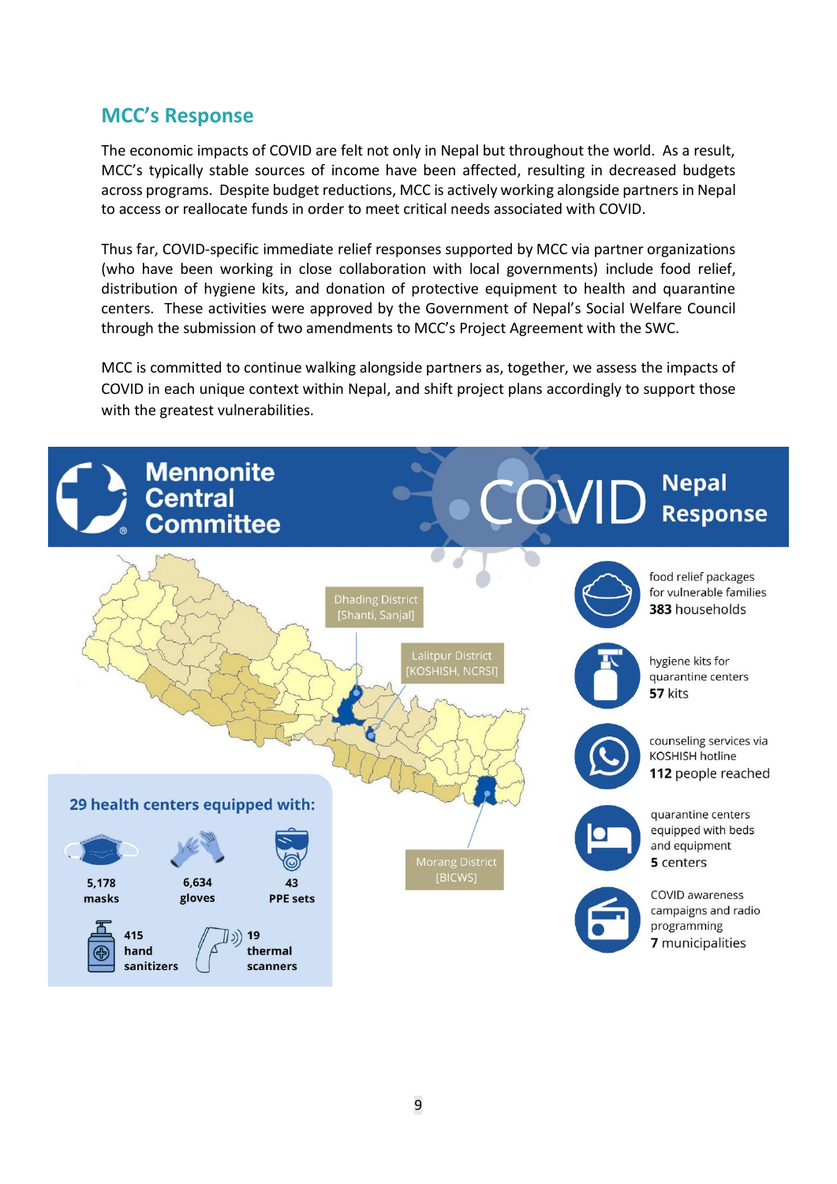## MCC's Response

The economic impacts of COVID are felt not only in Nepal but throughout the world. As a result, MCC's typically stable sources of income have been affected, resulting in decreased budgets across programs. Despite budget reductions, MCC is actively working alongside partners in Nepal to access or reallocate funds in order to meet critical needs associated with COVID.

Thus far, COVID-specific immediate relief responses supported by MCC via partner organizations (who have been working in close collaboration with local governments) include food relief, distribution of hygiene kits, and donation of protective equipment to health and quarantine centers. These activities were approved by the Government of Nepal's Social Welfare Council through the submission of two amendments to MCC's Project Agreement with the SWC.

MCC is committed to continue walking alongside partners as, together, we assess the impacts of COVID in each unique context within Nepal, and shift project plans accordingly to support those with the greatest vulnerabilities.

Mennonite Central Committee

COVID Nepal Response

Dhading District [Shanti, Sanjal]

Lalitpur District [KOSHISH, NCRSI]

Morang District [BICWS]

**29 health centers equipped with:**

**5,178 masks**

**6,634 gloves**

**43 PPE sets**

**415 hand sanitizers**

**19 thermal scanners**

food relief packages for vulnerable families
**383** households

hygiene kits for quarantine centers
**57** kits

counseling services via KOSHISH hotline
**112** people reached

quarantine centers equipped with beds and equipment
**5** centers

COVID awareness campaigns and radio programming
**7** municipalities